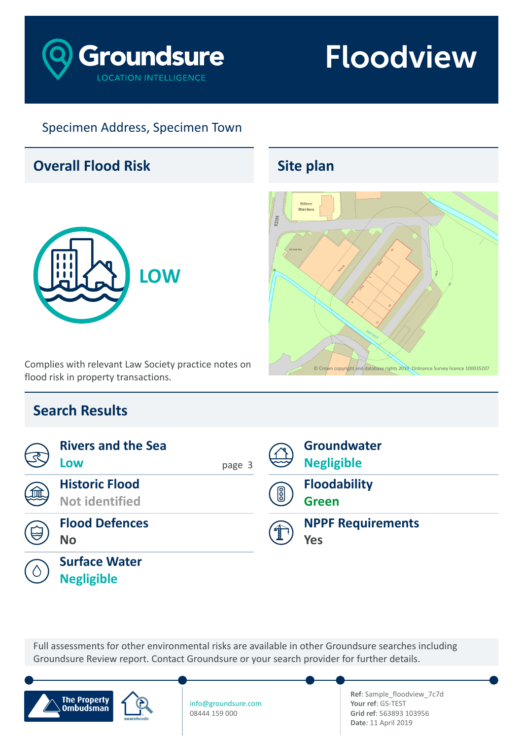# Groundsure Floodview

LOCATION INTELLIGENCE

Specimen Address, Specimen Town

## Overall Flood Risk

**LOW**

Complies with relevant Law Society practice notes on flood risk in property transactions.

## Site plan

© Crown copyright and database rights 2019. Ordnance Survey licence 100035207

## Search Results

| Search | Result | Page |
|---|---|---|
| Rivers and the Sea | Low | page 3 |
| Historic Flood | Not identified | |
| Flood Defences | No | |
| Surface Water | Negligible | |
| Groundwater | Negligible | |
| Floodability | Green | |
| NPPF Requirements | Yes | |

Full assessments for other environmental risks are available in other Groundsure searches including Groundsure Review report. Contact Groundsure or your search provider for further details.

The Property Ombudsman

searchcode

info@groundsure.com
08444 159 000

**Ref**: Sample_floodview_7c7d
**Your ref**: GS-TEST
**Grid ref**: 563893 103956
**Date**: 11 April 2019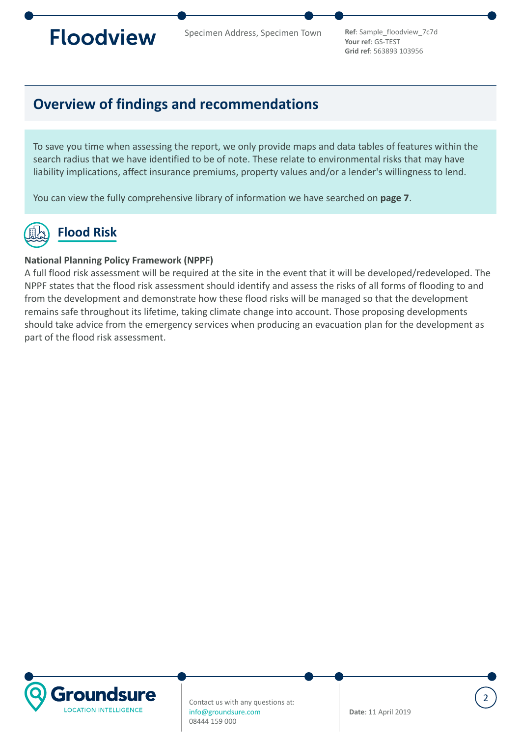## Overview of findings and recommendations

To save you time when assessing the report, we only provide maps and data tables of features within the search radius that we have identified to be of note. These relate to environmental risks that may have liability implications, affect insurance premiums, property values and/or a lender's willingness to lend.

You can view the fully comprehensive library of information we have searched on **page 7**.

### Flood Risk

**National Planning Policy Framework (NPPF)**

A full flood risk assessment will be required at the site in the event that it will be developed/redeveloped. The NPPF states that the flood risk assessment should identify and assess the risks of all forms of flooding to and from the development and demonstrate how these flood risks will be managed so that the development remains safe throughout its lifetime, taking climate change into account. Those proposing developments should take advice from the emergency services when producing an evacuation plan for the development as part of the flood risk assessment.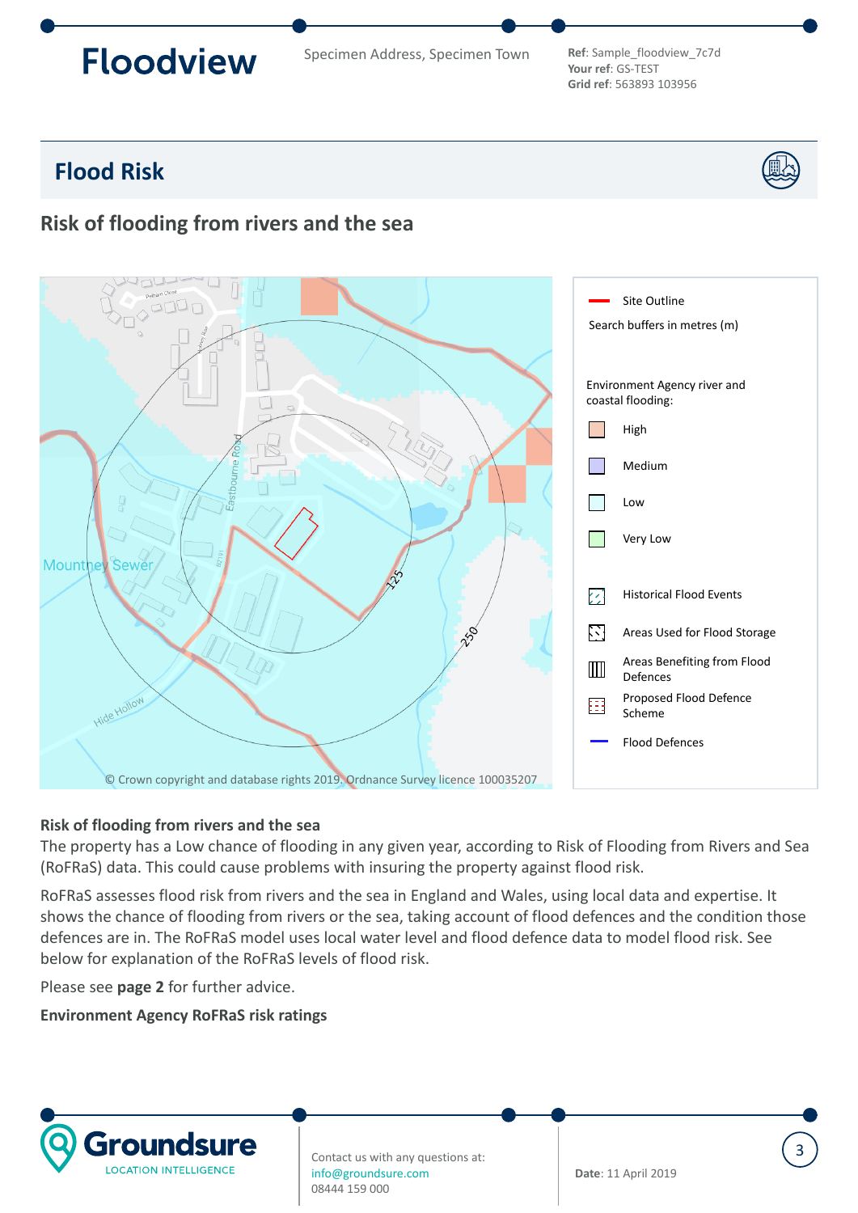Floodview

Specimen Address, Specimen Town

**Ref**: Sample_floodview_7c7d
**Your ref**: GS-TEST
**Grid ref**: 563893 103956

## Flood Risk

### Risk of flooding from rivers and the sea

Site Outline

Search buffers in metres (m)

Environment Agency river and coastal flooding:

- High
- Medium
- Low
- Very Low

- Historical Flood Events
- Areas Used for Flood Storage
- Areas Benefiting from Flood Defences
- Proposed Flood Defence Scheme
- Flood Defences

© Crown copyright and database rights 2019. Ordnance Survey licence 100035207

**Risk of flooding from rivers and the sea**

The property has a Low chance of flooding in any given year, according to Risk of Flooding from Rivers and Sea (RoFRaS) data. This could cause problems with insuring the property against flood risk.

RoFRaS assesses flood risk from rivers and the sea in England and Wales, using local data and expertise. It shows the chance of flooding from rivers or the sea, taking account of flood defences and the condition those defences are in. The RoFRaS model uses local water level and flood defence data to model flood risk. See below for explanation of the RoFRaS levels of flood risk.

Please see **page 2** for further advice.

**Environment Agency RoFRaS risk ratings**

Contact us with any questions at:
info@groundsure.com
08444 159 000

**Date**: 11 April 2019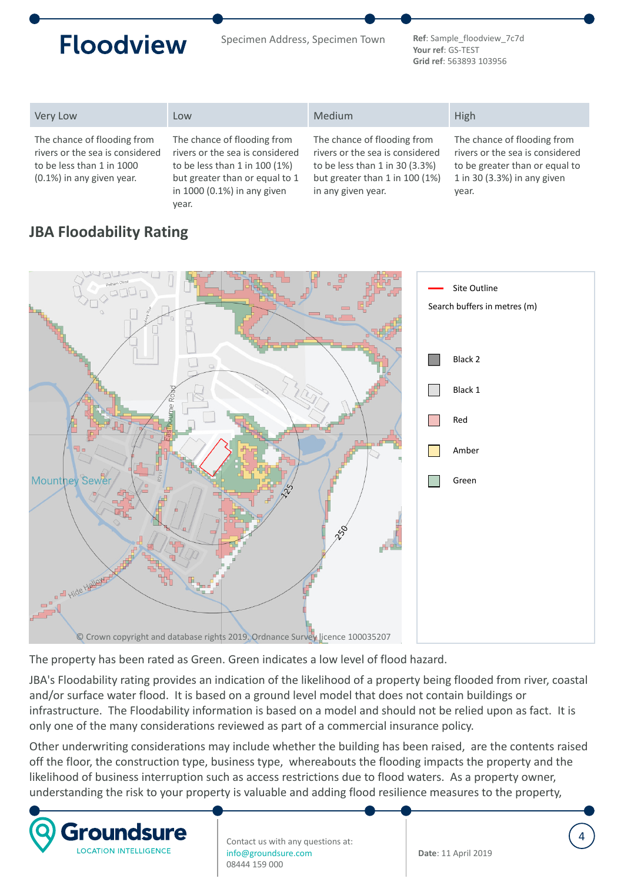Floodview

Specimen Address, Specimen Town

**Ref**: Sample_floodview_7c7d
**Your ref**: GS-TEST
**Grid ref**: 563893 103956

| Very Low | Low | Medium | High |
|---|---|---|---|
| The chance of flooding from rivers or the sea is considered to be less than 1 in 1000 (0.1%) in any given year. | The chance of flooding from rivers or the sea is considered to be less than 1 in 100 (1%) but greater than or equal to 1 in 1000 (0.1%) in any given year. | The chance of flooding from rivers or the sea is considered to be less than 1 in 30 (3.3%) but greater than 1 in 100 (1%) in any given year. | The chance of flooding from rivers or the sea is considered to be greater than or equal to 1 in 30 (3.3%) in any given year. |

## JBA Floodability Rating

Site Outline
Search buffers in metres (m)

- Black 2
- Black 1
- Red
- Amber
- Green

© Crown copyright and database rights 2019. Ordnance Survey licence 100035207

The property has been rated as Green. Green indicates a low level of flood hazard.

JBA's Floodability rating provides an indication of the likelihood of a property being flooded from river, coastal and/or surface water flood. It is based on a ground level model that does not contain buildings or infrastructure. The Floodability information is based on a model and should not be relied upon as fact. It is only one of the many considerations reviewed as part of a commercial insurance policy.

Other underwriting considerations may include whether the building has been raised, are the contents raised off the floor, the construction type, business type, whereabouts the flooding impacts the property and the likelihood of business interruption such as access restrictions due to flood waters. As a property owner, understanding the risk to your property is valuable and adding flood resilience measures to the property,

Contact us with any questions at:
info@groundsure.com
08444 159 000

**Date**: 11 April 2019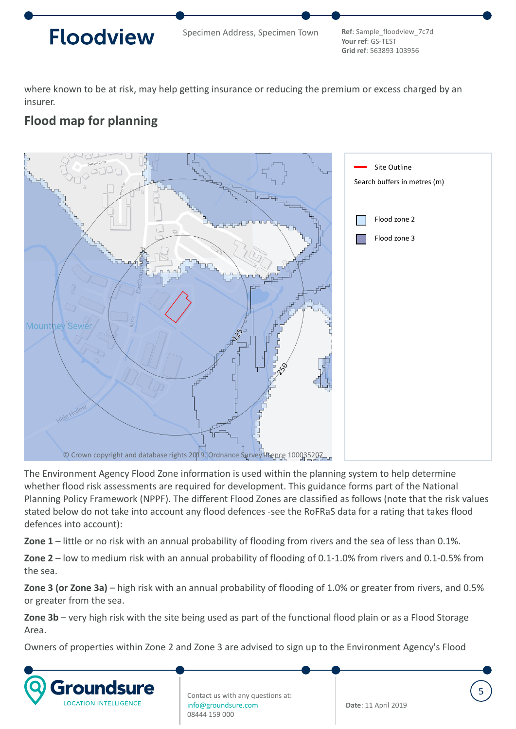where known to be at risk, may help getting insurance or reducing the premium or excess charged by an insurer.

## Flood map for planning

Site Outline

Search buffers in metres (m)

Flood zone 2

Flood zone 3

© Crown copyright and database rights 2019. Ordnance Survey licence 100035207

The Environment Agency Flood Zone information is used within the planning system to help determine whether flood risk assessments are required for development. This guidance forms part of the National Planning Policy Framework (NPPF). The different Flood Zones are classified as follows (note that the risk values stated below do not take into account any flood defences -see the RoFRaS data for a rating that takes flood defences into account):

**Zone 1** – little or no risk with an annual probability of flooding from rivers and the sea of less than 0.1%.

**Zone 2** – low to medium risk with an annual probability of flooding of 0.1-1.0% from rivers and 0.1-0.5% from the sea.

**Zone 3 (or Zone 3a)** – high risk with an annual probability of flooding of 1.0% or greater from rivers, and 0.5% or greater from the sea.

**Zone 3b** – very high risk with the site being used as part of the functional flood plain or as a Flood Storage Area.

Owners of properties within Zone 2 and Zone 3 are advised to sign up to the Environment Agency's Flood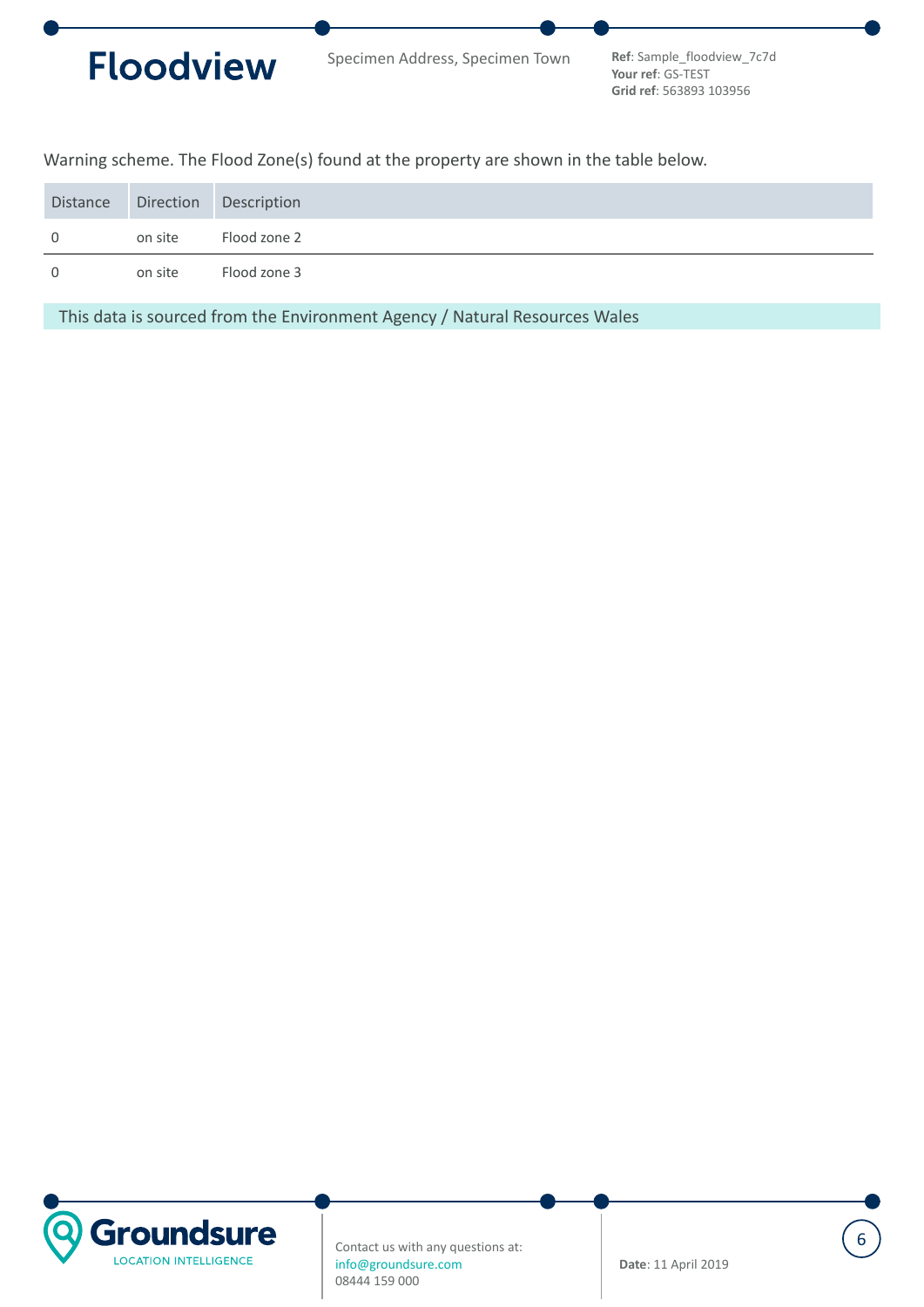Warning scheme. The Flood Zone(s) found at the property are shown in the table below.

| Distance | Direction | Description |
| --- | --- | --- |
| 0 | on site | Flood zone 2 |
| 0 | on site | Flood zone 3 |

This data is sourced from the Environment Agency / Natural Resources Wales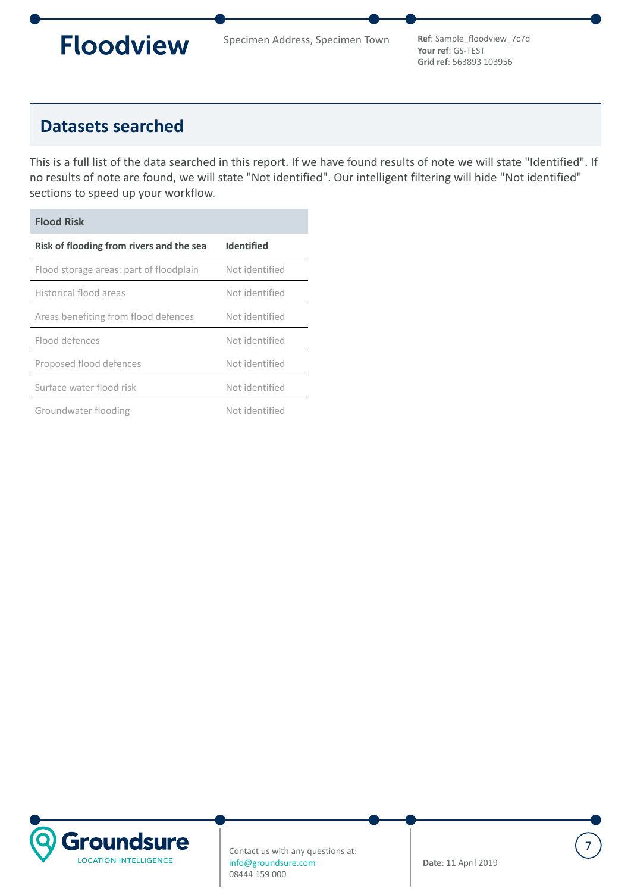## Datasets searched

This is a full list of the data searched in this report. If we have found results of note we will state "Identified". If no results of note are found, we will state "Not identified". Our intelligent filtering will hide "Not identified" sections to speed up your workflow.

| Flood Risk | |
|---|---|
| **Risk of flooding from rivers and the sea** | **Identified** |
| Flood storage areas: part of floodplain | Not identified |
| Historical flood areas | Not identified |
| Areas benefiting from flood defences | Not identified |
| Flood defences | Not identified |
| Proposed flood defences | Not identified |
| Surface water flood risk | Not identified |
| Groundwater flooding | Not identified |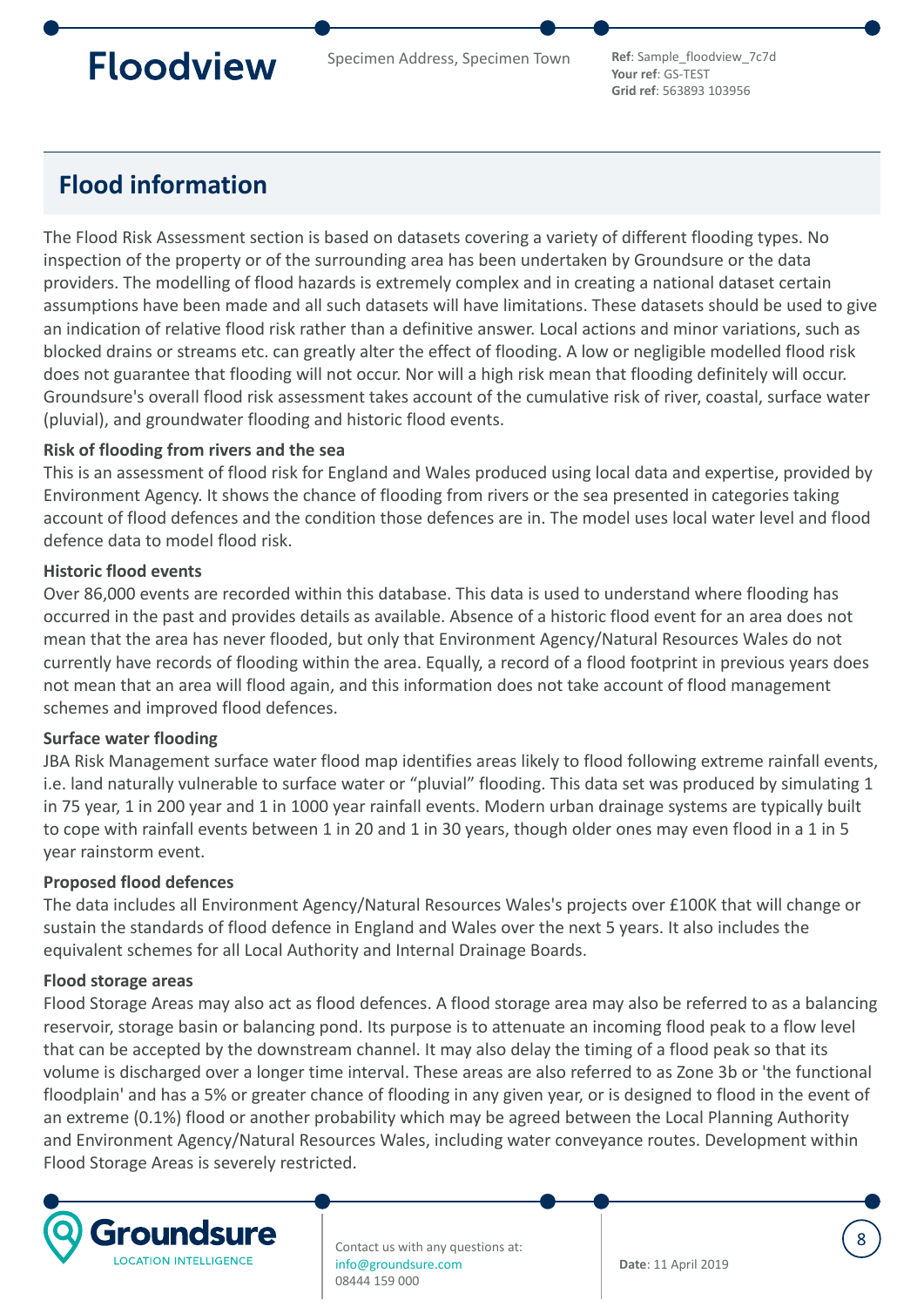## Flood information

The Flood Risk Assessment section is based on datasets covering a variety of different flooding types. No inspection of the property or of the surrounding area has been undertaken by Groundsure or the data providers. The modelling of flood hazards is extremely complex and in creating a national dataset certain assumptions have been made and all such datasets will have limitations. These datasets should be used to give an indication of relative flood risk rather than a definitive answer. Local actions and minor variations, such as blocked drains or streams etc. can greatly alter the effect of flooding. A low or negligible modelled flood risk does not guarantee that flooding will not occur. Nor will a high risk mean that flooding definitely will occur. Groundsure's overall flood risk assessment takes account of the cumulative risk of river, coastal, surface water (pluvial), and groundwater flooding and historic flood events.

**Risk of flooding from rivers and the sea**

This is an assessment of flood risk for England and Wales produced using local data and expertise, provided by Environment Agency. It shows the chance of flooding from rivers or the sea presented in categories taking account of flood defences and the condition those defences are in. The model uses local water level and flood defence data to model flood risk.

**Historic flood events**

Over 86,000 events are recorded within this database. This data is used to understand where flooding has occurred in the past and provides details as available. Absence of a historic flood event for an area does not mean that the area has never flooded, but only that Environment Agency/Natural Resources Wales do not currently have records of flooding within the area. Equally, a record of a flood footprint in previous years does not mean that an area will flood again, and this information does not take account of flood management schemes and improved flood defences.

**Surface water flooding**

JBA Risk Management surface water flood map identifies areas likely to flood following extreme rainfall events, i.e. land naturally vulnerable to surface water or "pluvial" flooding. This data set was produced by simulating 1 in 75 year, 1 in 200 year and 1 in 1000 year rainfall events. Modern urban drainage systems are typically built to cope with rainfall events between 1 in 20 and 1 in 30 years, though older ones may even flood in a 1 in 5 year rainstorm event.

**Proposed flood defences**

The data includes all Environment Agency/Natural Resources Wales's projects over £100K that will change or sustain the standards of flood defence in England and Wales over the next 5 years. It also includes the equivalent schemes for all Local Authority and Internal Drainage Boards.

**Flood storage areas**

Flood Storage Areas may also act as flood defences. A flood storage area may also be referred to as a balancing reservoir, storage basin or balancing pond. Its purpose is to attenuate an incoming flood peak to a flow level that can be accepted by the downstream channel. It may also delay the timing of a flood peak so that its volume is discharged over a longer time interval. These areas are also referred to as Zone 3b or 'the functional floodplain' and has a 5% or greater chance of flooding in any given year, or is designed to flood in the event of an extreme (0.1%) flood or another probability which may be agreed between the Local Planning Authority and Environment Agency/Natural Resources Wales, including water conveyance routes. Development within Flood Storage Areas is severely restricted.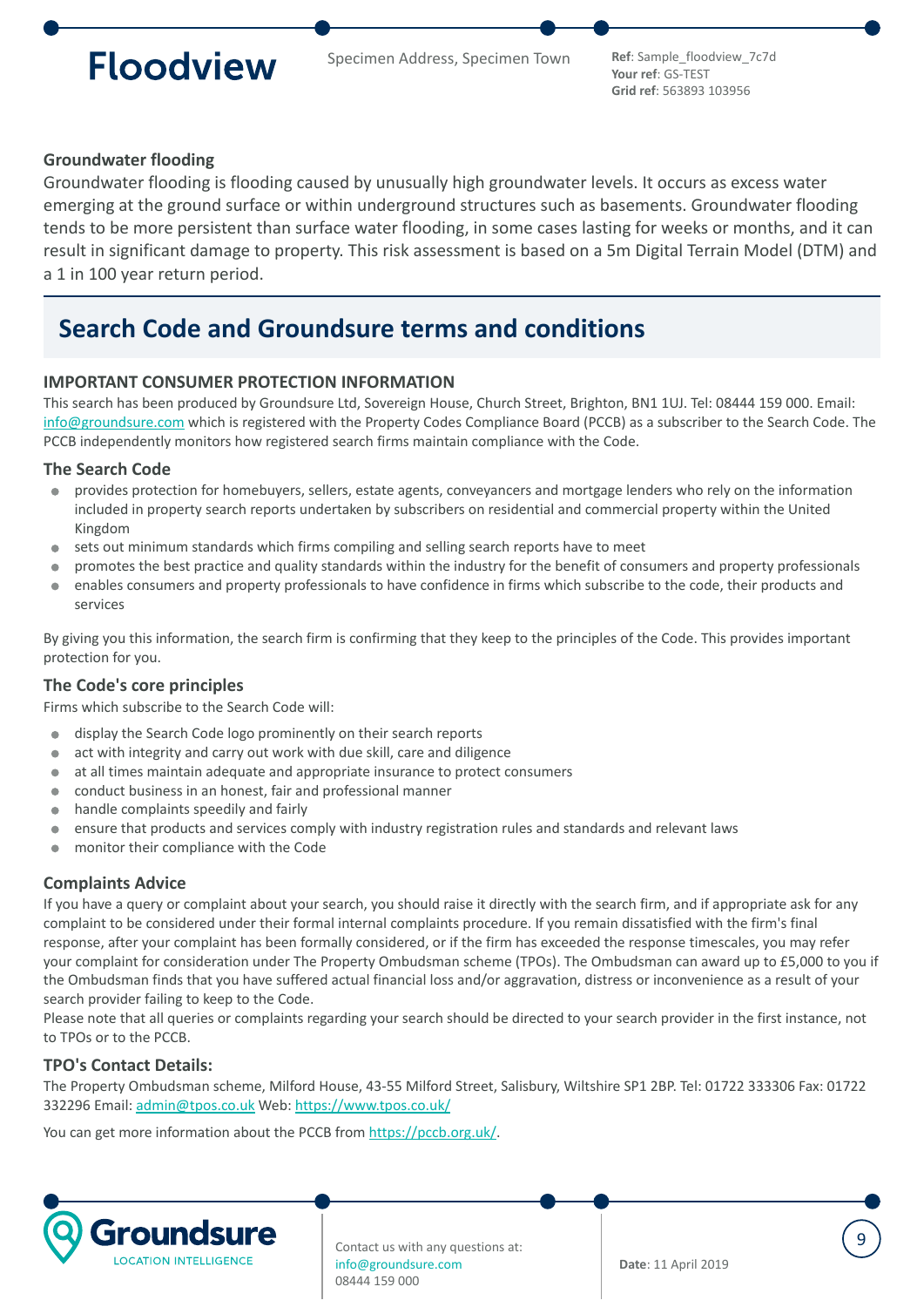### Groundwater flooding

Groundwater flooding is flooding caused by unusually high groundwater levels. It occurs as excess water emerging at the ground surface or within underground structures such as basements. Groundwater flooding tends to be more persistent than surface water flooding, in some cases lasting for weeks or months, and it can result in significant damage to property. This risk assessment is based on a 5m Digital Terrain Model (DTM) and a 1 in 100 year return period.

## Search Code and Groundsure terms and conditions

### IMPORTANT CONSUMER PROTECTION INFORMATION

This search has been produced by Groundsure Ltd, Sovereign House, Church Street, Brighton, BN1 1UJ. Tel: 08444 159 000. Email: info@groundsure.com which is registered with the Property Codes Compliance Board (PCCB) as a subscriber to the Search Code. The PCCB independently monitors how registered search firms maintain compliance with the Code.

### The Search Code

- provides protection for homebuyers, sellers, estate agents, conveyancers and mortgage lenders who rely on the information included in property search reports undertaken by subscribers on residential and commercial property within the United Kingdom
- sets out minimum standards which firms compiling and selling search reports have to meet
- promotes the best practice and quality standards within the industry for the benefit of consumers and property professionals
- enables consumers and property professionals to have confidence in firms which subscribe to the code, their products and services

By giving you this information, the search firm is confirming that they keep to the principles of the Code. This provides important protection for you.

### The Code's core principles

Firms which subscribe to the Search Code will:

- display the Search Code logo prominently on their search reports
- act with integrity and carry out work with due skill, care and diligence
- at all times maintain adequate and appropriate insurance to protect consumers
- conduct business in an honest, fair and professional manner
- handle complaints speedily and fairly
- ensure that products and services comply with industry registration rules and standards and relevant laws
- monitor their compliance with the Code

### Complaints Advice

If you have a query or complaint about your search, you should raise it directly with the search firm, and if appropriate ask for any complaint to be considered under their formal internal complaints procedure. If you remain dissatisfied with the firm's final response, after your complaint has been formally considered, or if the firm has exceeded the response timescales, you may refer your complaint for consideration under The Property Ombudsman scheme (TPOs). The Ombudsman can award up to £5,000 to you if the Ombudsman finds that you have suffered actual financial loss and/or aggravation, distress or inconvenience as a result of your search provider failing to keep to the Code.
Please note that all queries or complaints regarding your search should be directed to your search provider in the first instance, not to TPOs or to the PCCB.

### TPO's Contact Details:

The Property Ombudsman scheme, Milford House, 43-55 Milford Street, Salisbury, Wiltshire SP1 2BP. Tel: 01722 333306 Fax: 01722 332296 Email: admin@tpos.co.uk Web: https://www.tpos.co.uk/

You can get more information about the PCCB from https://pccb.org.uk/.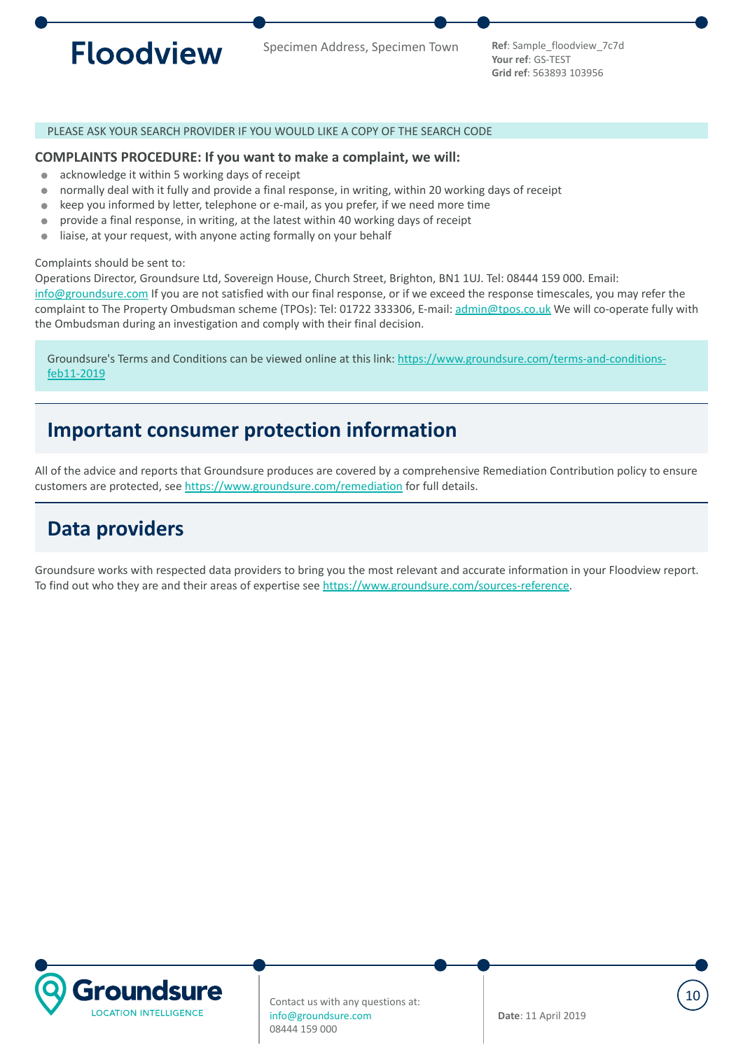PLEASE ASK YOUR SEARCH PROVIDER IF YOU WOULD LIKE A COPY OF THE SEARCH CODE

**COMPLAINTS PROCEDURE: If you want to make a complaint, we will:**

- acknowledge it within 5 working days of receipt
- normally deal with it fully and provide a final response, in writing, within 20 working days of receipt
- keep you informed by letter, telephone or e-mail, as you prefer, if we need more time
- provide a final response, in writing, at the latest within 40 working days of receipt
- liaise, at your request, with anyone acting formally on your behalf

Complaints should be sent to:

Operations Director, Groundsure Ltd, Sovereign House, Church Street, Brighton, BN1 1UJ. Tel: 08444 159 000. Email: info@groundsure.com If you are not satisfied with our final response, or if we exceed the response timescales, you may refer the complaint to The Property Ombudsman scheme (TPOs): Tel: 01722 333306, E-mail: admin@tpos.co.uk We will co-operate fully with the Ombudsman during an investigation and comply with their final decision.

Groundsure's Terms and Conditions can be viewed online at this link: https://www.groundsure.com/terms-and-conditions-feb11-2019

## Important consumer protection information

All of the advice and reports that Groundsure produces are covered by a comprehensive Remediation Contribution policy to ensure customers are protected, see https://www.groundsure.com/remediation for full details.

## Data providers

Groundsure works with respected data providers to bring you the most relevant and accurate information in your Floodview report. To find out who they are and their areas of expertise see https://www.groundsure.com/sources-reference.